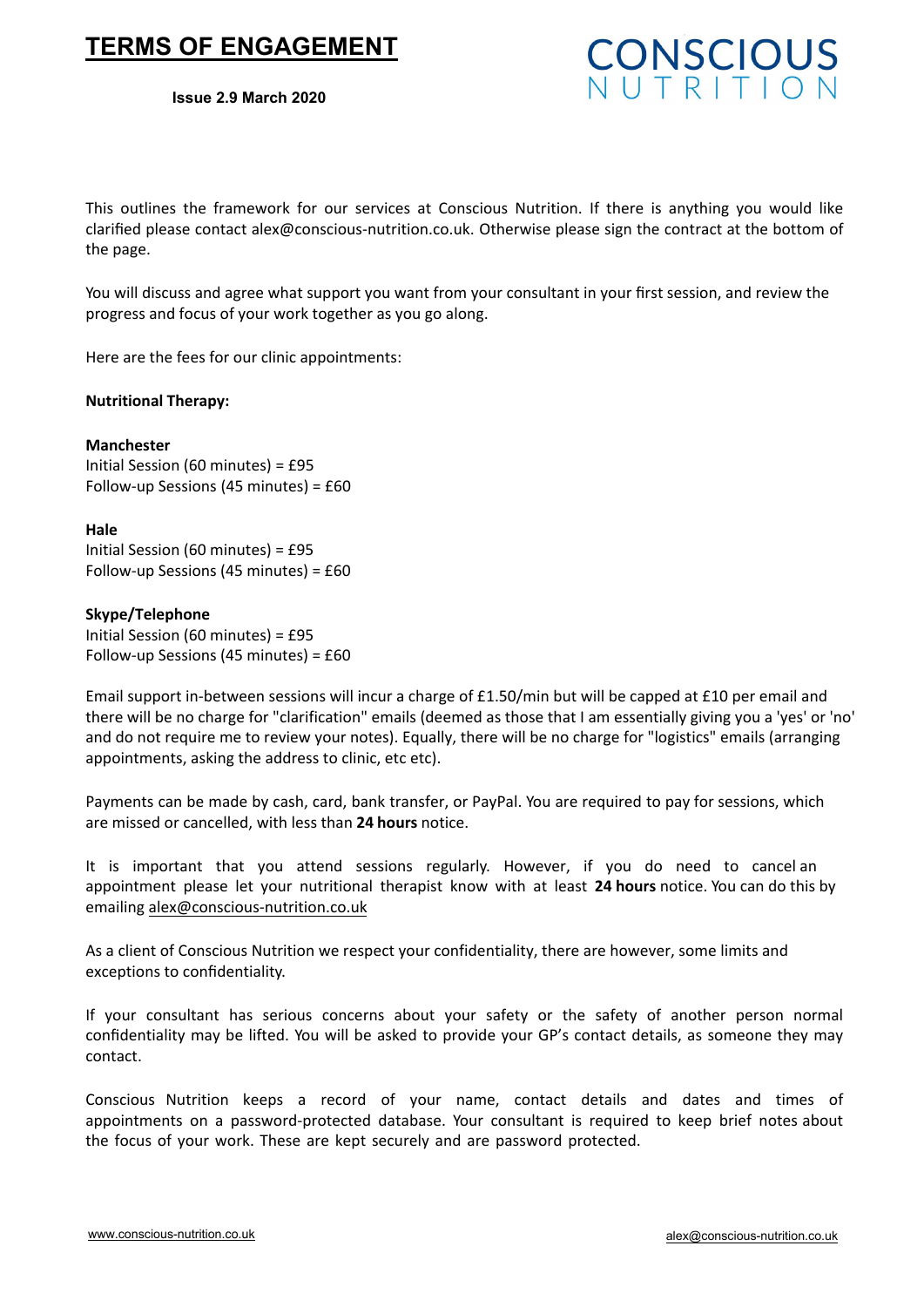# TERMS OF ENGAGEMENT

**Issue 2.9 March 2020**

CONSCIOUS NUTRITION

This outlines the framework for our services at Conscious Nutrition. If there is anything you would like clarified please contact alex@conscious-nutrition.co.uk. Otherwise please sign the contract at the bottom of the page.

You will discuss and agree what support you want from your consultant in your first session, and review the progress and focus of your work together as you go along.

Here are the fees for our clinic appointments:

**Nutritional Therapy:**

**Manchester**
Initial Session (60 minutes) = £95
Follow-up Sessions (45 minutes) = £60

**Hale**
Initial Session (60 minutes) = £95
Follow-up Sessions (45 minutes) = £60

**Skype/Telephone**
Initial Session (60 minutes) = £95
Follow-up Sessions (45 minutes) = £60

Email support in-between sessions will incur a charge of £1.50/min but will be capped at £10 per email and there will be no charge for "clarification" emails (deemed as those that I am essentially giving you a 'yes' or 'no' and do not require me to review your notes). Equally, there will be no charge for "logistics" emails (arranging appointments, asking the address to clinic, etc etc).

Payments can be made by cash, card, bank transfer, or PayPal. You are required to pay for sessions, which are missed or cancelled, with less than **24 hours** notice.

It is important that you attend sessions regularly. However, if you do need to cancel an appointment please let your nutritional therapist know with at least **24 hours** notice. You can do this by emailing alex@conscious-nutrition.co.uk

As a client of Conscious Nutrition we respect your confidentiality, there are however, some limits and exceptions to confidentiality.

If your consultant has serious concerns about your safety or the safety of another person normal confidentiality may be lifted. You will be asked to provide your GP's contact details, as someone they may contact.

Conscious Nutrition keeps a record of your name, contact details and dates and times of appointments on a password-protected database. Your consultant is required to keep brief notes about the focus of your work. These are kept securely and are password protected.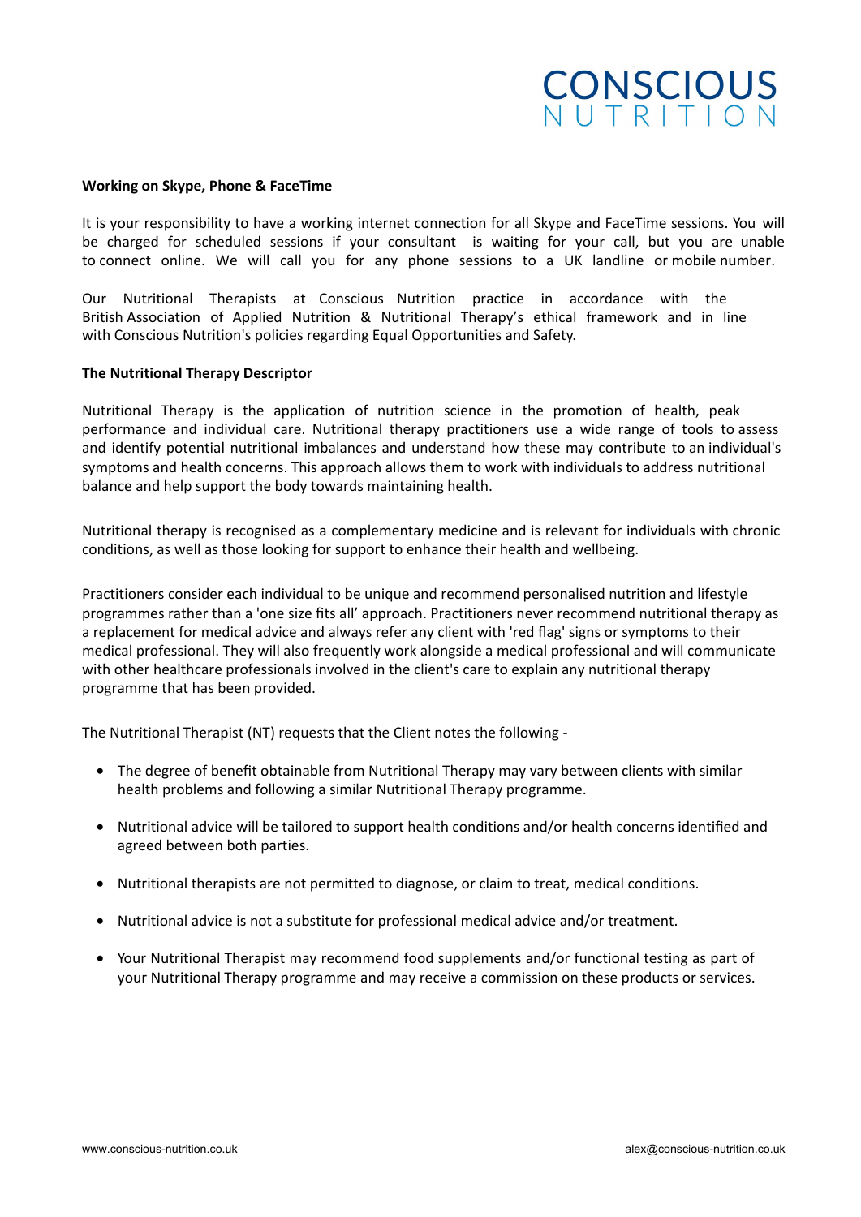**Working on Skype, Phone & FaceTime**

It is your responsibility to have a working internet connection for all Skype and FaceTime sessions. You will be charged for scheduled sessions if your consultant is waiting for your call, but you are unable to connect online. We will call you for any phone sessions to a UK landline or mobile number.

Our Nutritional Therapists at Conscious Nutrition practice in accordance with the British Association of Applied Nutrition & Nutritional Therapy's ethical framework and in line with Conscious Nutrition's policies regarding Equal Opportunities and Safety.

**The Nutritional Therapy Descriptor**

Nutritional Therapy is the application of nutrition science in the promotion of health, peak performance and individual care. Nutritional therapy practitioners use a wide range of tools to assess and identify potential nutritional imbalances and understand how these may contribute to an individual's symptoms and health concerns. This approach allows them to work with individuals to address nutritional balance and help support the body towards maintaining health.

Nutritional therapy is recognised as a complementary medicine and is relevant for individuals with chronic conditions, as well as those looking for support to enhance their health and wellbeing.

Practitioners consider each individual to be unique and recommend personalised nutrition and lifestyle programmes rather than a 'one size fits all' approach. Practitioners never recommend nutritional therapy as a replacement for medical advice and always refer any client with 'red flag' signs or symptoms to their medical professional. They will also frequently work alongside a medical professional and will communicate with other healthcare professionals involved in the client's care to explain any nutritional therapy programme that has been provided.

The Nutritional Therapist (NT) requests that the Client notes the following -

- The degree of benefit obtainable from Nutritional Therapy may vary between clients with similar health problems and following a similar Nutritional Therapy programme.
- Nutritional advice will be tailored to support health conditions and/or health concerns identified and agreed between both parties.
- Nutritional therapists are not permitted to diagnose, or claim to treat, medical conditions.
- Nutritional advice is not a substitute for professional medical advice and/or treatment.
- Your Nutritional Therapist may recommend food supplements and/or functional testing as part of your Nutritional Therapy programme and may receive a commission on these products or services.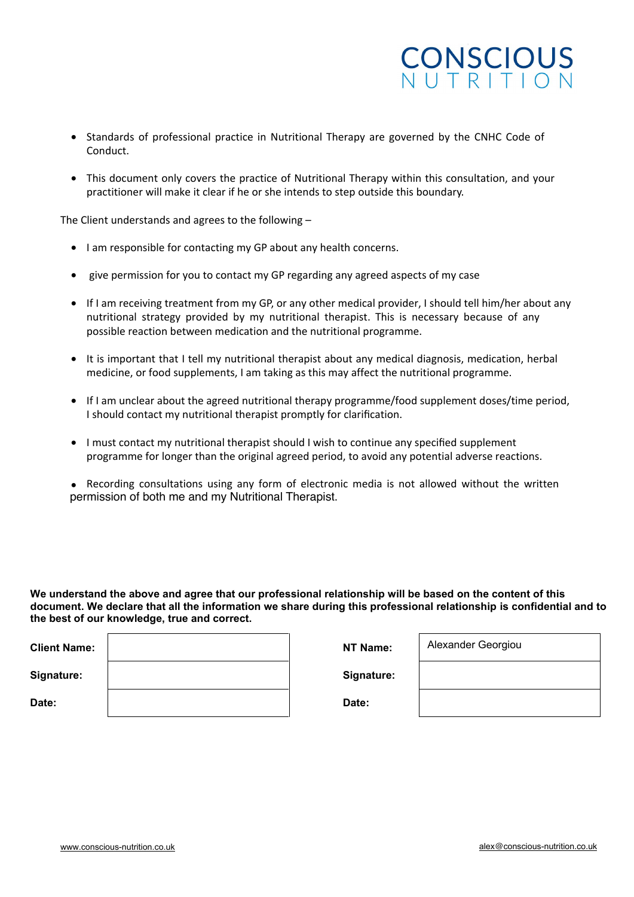CONSCIOUS NUTRITION

- Standards of professional practice in Nutritional Therapy are governed by the CNHC Code of Conduct.
- This document only covers the practice of Nutritional Therapy within this consultation, and your practitioner will make it clear if he or she intends to step outside this boundary.

The Client understands and agrees to the following –

- I am responsible for contacting my GP about any health concerns.
- give permission for you to contact my GP regarding any agreed aspects of my case
- If I am receiving treatment from my GP, or any other medical provider, I should tell him/her about any nutritional strategy provided by my nutritional therapist. This is necessary because of any possible reaction between medication and the nutritional programme.
- It is important that I tell my nutritional therapist about any medical diagnosis, medication, herbal medicine, or food supplements, I am taking as this may affect the nutritional programme.
- If I am unclear about the agreed nutritional therapy programme/food supplement doses/time period, I should contact my nutritional therapist promptly for clarification.
- I must contact my nutritional therapist should I wish to continue any specified supplement programme for longer than the original agreed period, to avoid any potential adverse reactions.
- Recording consultations using any form of electronic media is not allowed without the written permission of both me and my Nutritional Therapist.

**We understand the above and agree that our professional relationship will be based on the content of this document. We declare that all the information we share during this professional relationship is confidential and to the best of our knowledge, true and correct.**

| | | | |
|---|---|---|---|
| **Client Name:** | | **NT Name:** | Alexander Georgiou |
| **Signature:** | | **Signature:** | |
| **Date:** | | **Date:** | |

www.conscious-nutrition.co.uk

alex@conscious-nutrition.co.uk